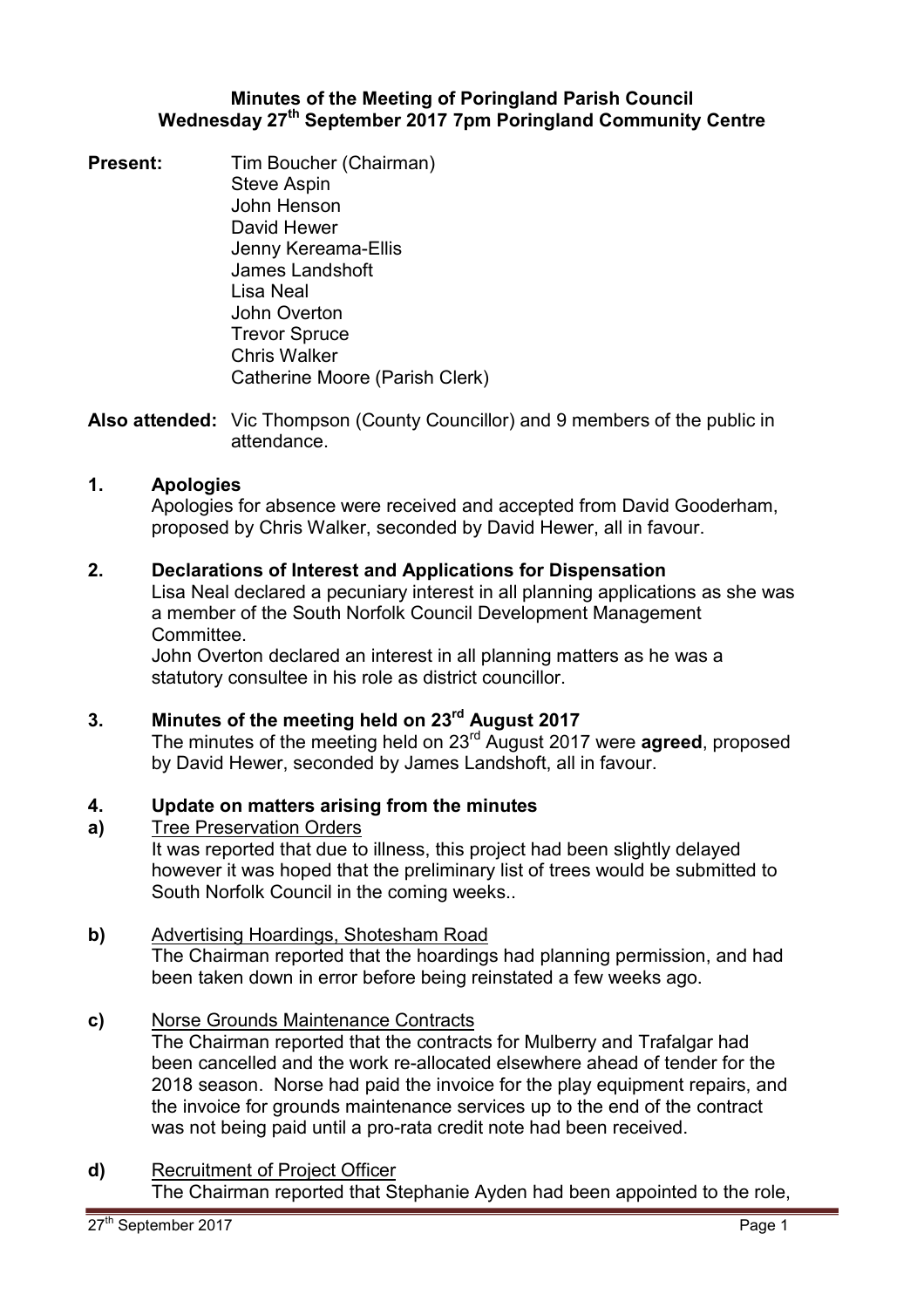# Minutes of the Meeting of Poringland Parish Council
## Wednesday 27th September 2017 7pm Poringland Community Centre

**Present:** Tim Boucher (Chairman)
Steve Aspin
John Henson
David Hewer
Jenny Kereama-Ellis
James Landshoft
Lisa Neal
John Overton
Trevor Spruce
Chris Walker
Catherine Moore (Parish Clerk)

**Also attended:** Vic Thompson (County Councillor) and 9 members of the public in attendance.

**1. Apologies**

Apologies for absence were received and accepted from David Gooderham, proposed by Chris Walker, seconded by David Hewer, all in favour.

**2. Declarations of Interest and Applications for Dispensation**

Lisa Neal declared a pecuniary interest in all planning applications as she was a member of the South Norfolk Council Development Management Committee.

John Overton declared an interest in all planning matters as he was a statutory consultee in his role as district councillor.

**3. Minutes of the meeting held on 23rd August 2017**

The minutes of the meeting held on 23rd August 2017 were **agreed**, proposed by David Hewer, seconded by James Landshoft, all in favour.

**4. Update on matters arising from the minutes**

**a)** Tree Preservation Orders

It was reported that due to illness, this project had been slightly delayed however it was hoped that the preliminary list of trees would be submitted to South Norfolk Council in the coming weeks..

**b)** Advertising Hoardings, Shotesham Road

The Chairman reported that the hoardings had planning permission, and had been taken down in error before being reinstated a few weeks ago.

**c)** Norse Grounds Maintenance Contracts

The Chairman reported that the contracts for Mulberry and Trafalgar had been cancelled and the work re-allocated elsewhere ahead of tender for the 2018 season. Norse had paid the invoice for the play equipment repairs, and the invoice for grounds maintenance services up to the end of the contract was not being paid until a pro-rata credit note had been received.

**d)** Recruitment of Project Officer

The Chairman reported that Stephanie Ayden had been appointed to the role,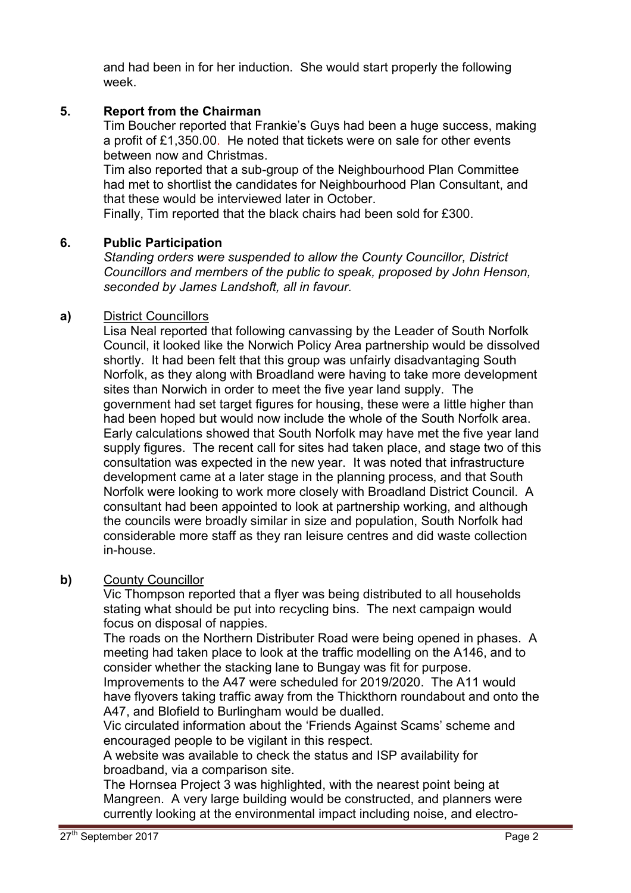and had been in for her induction. She would start properly the following week.

## 5. Report from the Chairman

Tim Boucher reported that Frankie's Guys had been a huge success, making a profit of £1,350.00. He noted that tickets were on sale for other events between now and Christmas.

Tim also reported that a sub-group of the Neighbourhood Plan Committee had met to shortlist the candidates for Neighbourhood Plan Consultant, and that these would be interviewed later in October.

Finally, Tim reported that the black chairs had been sold for £300.

## 6. Public Participation

*Standing orders were suspended to allow the County Councillor, District Councillors and members of the public to speak, proposed by John Henson, seconded by James Landshoft, all in favour.*

**a)** District Councillors

Lisa Neal reported that following canvassing by the Leader of South Norfolk Council, it looked like the Norwich Policy Area partnership would be dissolved shortly. It had been felt that this group was unfairly disadvantaging South Norfolk, as they along with Broadland were having to take more development sites than Norwich in order to meet the five year land supply. The government had set target figures for housing, these were a little higher than had been hoped but would now include the whole of the South Norfolk area. Early calculations showed that South Norfolk may have met the five year land supply figures. The recent call for sites had taken place, and stage two of this consultation was expected in the new year. It was noted that infrastructure development came at a later stage in the planning process, and that South Norfolk were looking to work more closely with Broadland District Council. A consultant had been appointed to look at partnership working, and although the councils were broadly similar in size and population, South Norfolk had considerable more staff as they ran leisure centres and did waste collection in-house.

**b)** County Councillor

Vic Thompson reported that a flyer was being distributed to all households stating what should be put into recycling bins. The next campaign would focus on disposal of nappies.

The roads on the Northern Distributer Road were being opened in phases. A meeting had taken place to look at the traffic modelling on the A146, and to consider whether the stacking lane to Bungay was fit for purpose.

Improvements to the A47 were scheduled for 2019/2020. The A11 would have flyovers taking traffic away from the Thickthorn roundabout and onto the A47, and Blofield to Burlingham would be dualled.

Vic circulated information about the 'Friends Against Scams' scheme and encouraged people to be vigilant in this respect.

A website was available to check the status and ISP availability for broadband, via a comparison site.

The Hornsea Project 3 was highlighted, with the nearest point being at Mangreen. A very large building would be constructed, and planners were currently looking at the environmental impact including noise, and electro-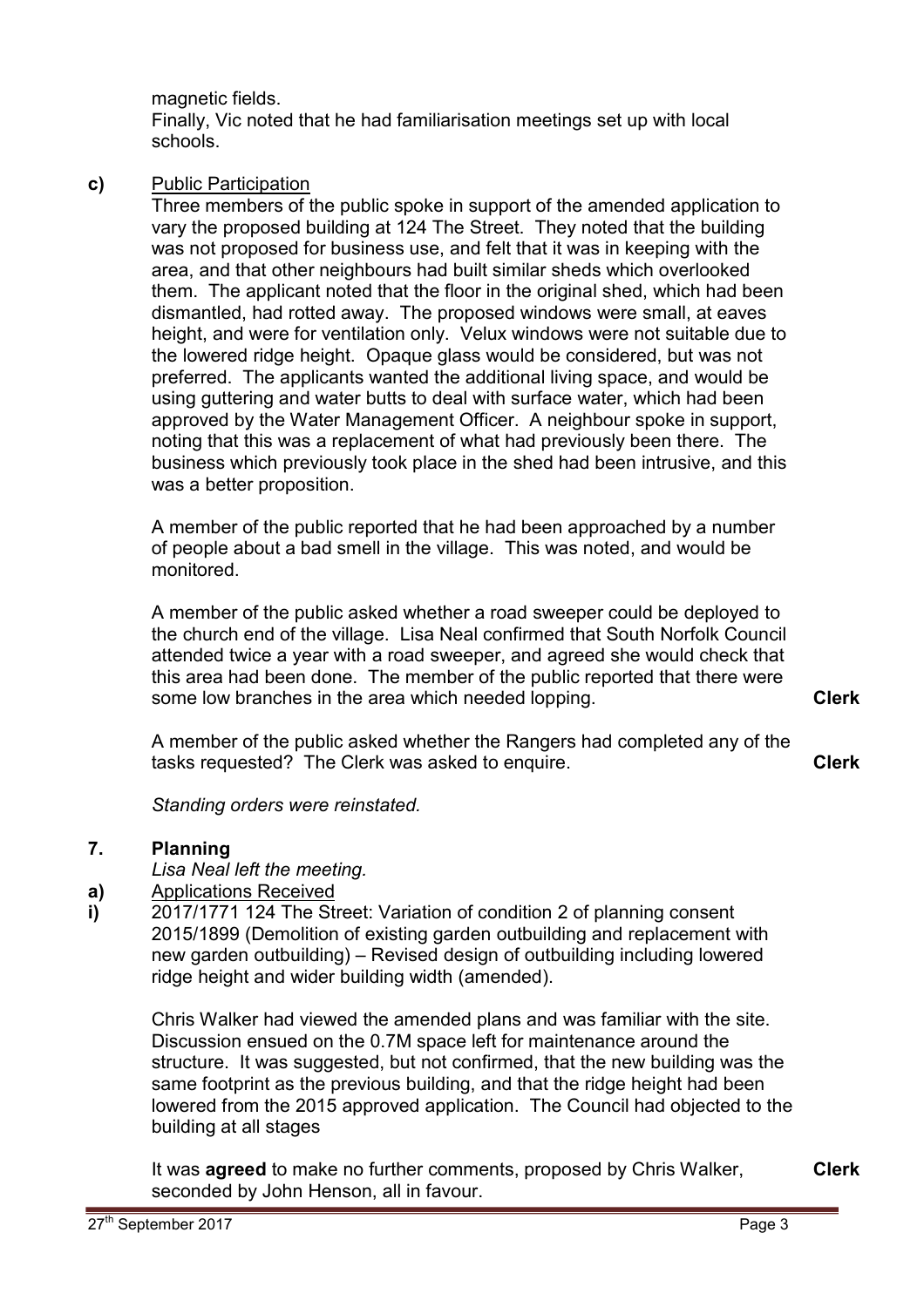magnetic fields.

Finally, Vic noted that he had familiarisation meetings set up with local schools.

**c)** Public Participation

Three members of the public spoke in support of the amended application to vary the proposed building at 124 The Street. They noted that the building was not proposed for business use, and felt that it was in keeping with the area, and that other neighbours had built similar sheds which overlooked them. The applicant noted that the floor in the original shed, which had been dismantled, had rotted away. The proposed windows were small, at eaves height, and were for ventilation only. Velux windows were not suitable due to the lowered ridge height. Opaque glass would be considered, but was not preferred. The applicants wanted the additional living space, and would be using guttering and water butts to deal with surface water, which had been approved by the Water Management Officer. A neighbour spoke in support, noting that this was a replacement of what had previously been there. The business which previously took place in the shed had been intrusive, and this was a better proposition.

A member of the public reported that he had been approached by a number of people about a bad smell in the village. This was noted, and would be monitored.

A member of the public asked whether a road sweeper could be deployed to the church end of the village. Lisa Neal confirmed that South Norfolk Council attended twice a year with a road sweeper, and agreed she would check that this area had been done. The member of the public reported that there were some low branches in the area which needed lopping. **Clerk**

A member of the public asked whether the Rangers had completed any of the tasks requested? The Clerk was asked to enquire. **Clerk**

*Standing orders were reinstated.*

## 7. Planning

*Lisa Neal left the meeting.*

**a)** Applications Received

**i)** 2017/1771 124 The Street: Variation of condition 2 of planning consent 2015/1899 (Demolition of existing garden outbuilding and replacement with new garden outbuilding) – Revised design of outbuilding including lowered ridge height and wider building width (amended).

Chris Walker had viewed the amended plans and was familiar with the site. Discussion ensued on the 0.7M space left for maintenance around the structure. It was suggested, but not confirmed, that the new building was the same footprint as the previous building, and that the ridge height had been lowered from the 2015 approved application. The Council had objected to the building at all stages

It was **agreed** to make no further comments, proposed by Chris Walker, seconded by John Henson, all in favour. **Clerk**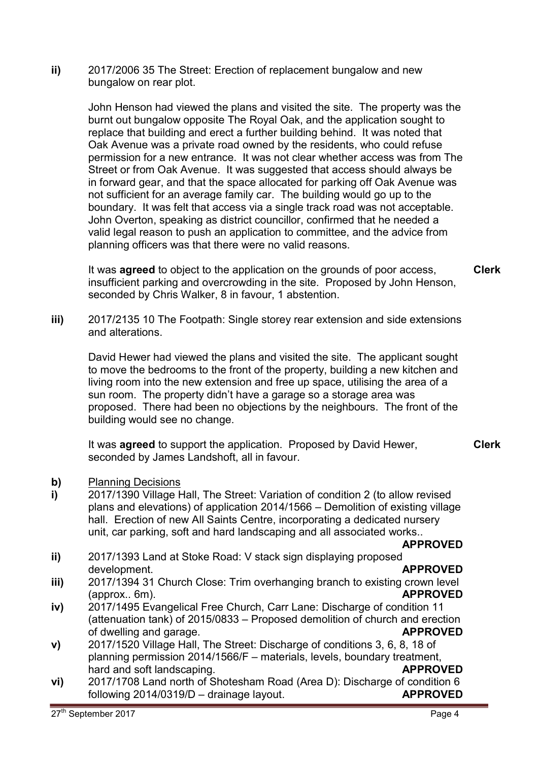**ii)** 2017/2006 35 The Street: Erection of replacement bungalow and new bungalow on rear plot.

John Henson had viewed the plans and visited the site. The property was the burnt out bungalow opposite The Royal Oak, and the application sought to replace that building and erect a further building behind. It was noted that Oak Avenue was a private road owned by the residents, who could refuse permission for a new entrance. It was not clear whether access was from The Street or from Oak Avenue. It was suggested that access should always be in forward gear, and that the space allocated for parking off Oak Avenue was not sufficient for an average family car. The building would go up to the boundary. It was felt that access via a single track road was not acceptable. John Overton, speaking as district councillor, confirmed that he needed a valid legal reason to push an application to committee, and the advice from planning officers was that there were no valid reasons.

It was **agreed** to object to the application on the grounds of poor access, insufficient parking and overcrowding in the site. Proposed by John Henson, seconded by Chris Walker, 8 in favour, 1 abstention. **Clerk**

**iii)** 2017/2135 10 The Footpath: Single storey rear extension and side extensions and alterations.

David Hewer had viewed the plans and visited the site. The applicant sought to move the bedrooms to the front of the property, building a new kitchen and living room into the new extension and free up space, utilising the area of a sun room. The property didn't have a garage so a storage area was proposed. There had been no objections by the neighbours. The front of the building would see no change.

It was **agreed** to support the application. Proposed by David Hewer, seconded by James Landshoft, all in favour. **Clerk**

**b)** <u>Planning Decisions</u>

**i)** 2017/1390 Village Hall, The Street: Variation of condition 2 (to allow revised plans and elevations) of application 2014/1566 – Demolition of existing village hall. Erection of new All Saints Centre, incorporating a dedicated nursery unit, car parking, soft and hard landscaping and all associated works.. **APPROVED**

**ii)** 2017/1393 Land at Stoke Road: V stack sign displaying proposed development. **APPROVED**

**iii)** 2017/1394 31 Church Close: Trim overhanging branch to existing crown level (approx.. 6m). **APPROVED**

**iv)** 2017/1495 Evangelical Free Church, Carr Lane: Discharge of condition 11 (attenuation tank) of 2015/0833 – Proposed demolition of church and erection of dwelling and garage. **APPROVED**

**v)** 2017/1520 Village Hall, The Street: Discharge of conditions 3, 6, 8, 18 of planning permission 2014/1566/F – materials, levels, boundary treatment, hard and soft landscaping. **APPROVED**

**vi)** 2017/1708 Land north of Shotesham Road (Area D): Discharge of condition 6 following 2014/0319/D – drainage layout. **APPROVED**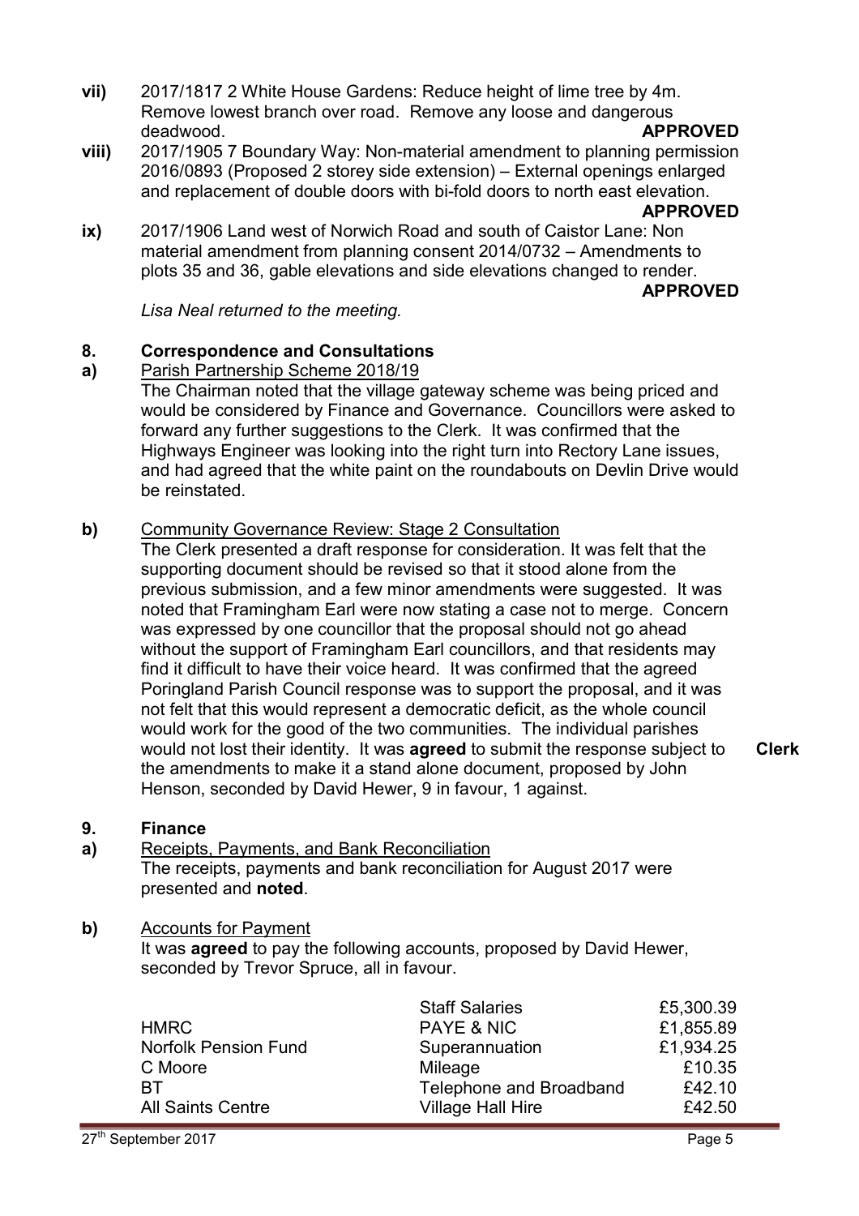**vii)** 2017/1817 2 White House Gardens: Reduce height of lime tree by 4m. Remove lowest branch over road. Remove any loose and dangerous deadwood. **APPROVED**

**viii)** 2017/1905 7 Boundary Way: Non-material amendment to planning permission 2016/0893 (Proposed 2 storey side extension) – External openings enlarged and replacement of double doors with bi-fold doors to north east elevation. **APPROVED**

**ix)** 2017/1906 Land west of Norwich Road and south of Caistor Lane: Non material amendment from planning consent 2014/0732 – Amendments to plots 35 and 36, gable elevations and side elevations changed to render. **APPROVED**

*Lisa Neal returned to the meeting.*

## 8. Correspondence and Consultations

**a)** Parish Partnership Scheme 2018/19

The Chairman noted that the village gateway scheme was being priced and would be considered by Finance and Governance. Councillors were asked to forward any further suggestions to the Clerk. It was confirmed that the Highways Engineer was looking into the right turn into Rectory Lane issues, and had agreed that the white paint on the roundabouts on Devlin Drive would be reinstated.

**b)** Community Governance Review: Stage 2 Consultation

The Clerk presented a draft response for consideration. It was felt that the supporting document should be revised so that it stood alone from the previous submission, and a few minor amendments were suggested. It was noted that Framingham Earl were now stating a case not to merge. Concern was expressed by one councillor that the proposal should not go ahead without the support of Framingham Earl councillors, and that residents may find it difficult to have their voice heard. It was confirmed that the agreed Poringland Parish Council response was to support the proposal, and it was not felt that this would represent a democratic deficit, as the whole council would work for the good of the two communities. The individual parishes would not lost their identity. It was **agreed** to submit the response subject to the amendments to make it a stand alone document, proposed by John Henson, seconded by David Hewer, 9 in favour, 1 against. **Clerk**

## 9. Finance

**a)** Receipts, Payments, and Bank Reconciliation

The receipts, payments and bank reconciliation for August 2017 were presented and **noted**.

**b)** Accounts for Payment

It was **agreed** to pay the following accounts, proposed by David Hewer, seconded by Trevor Spruce, all in favour.

| | | |
|---|---|---|
| | Staff Salaries | £5,300.39 |
| HMRC | PAYE & NIC | £1,855.89 |
| Norfolk Pension Fund | Superannuation | £1,934.25 |
| C Moore | Mileage | £10.35 |
| BT | Telephone and Broadband | £42.10 |
| All Saints Centre | Village Hall Hire | £42.50 |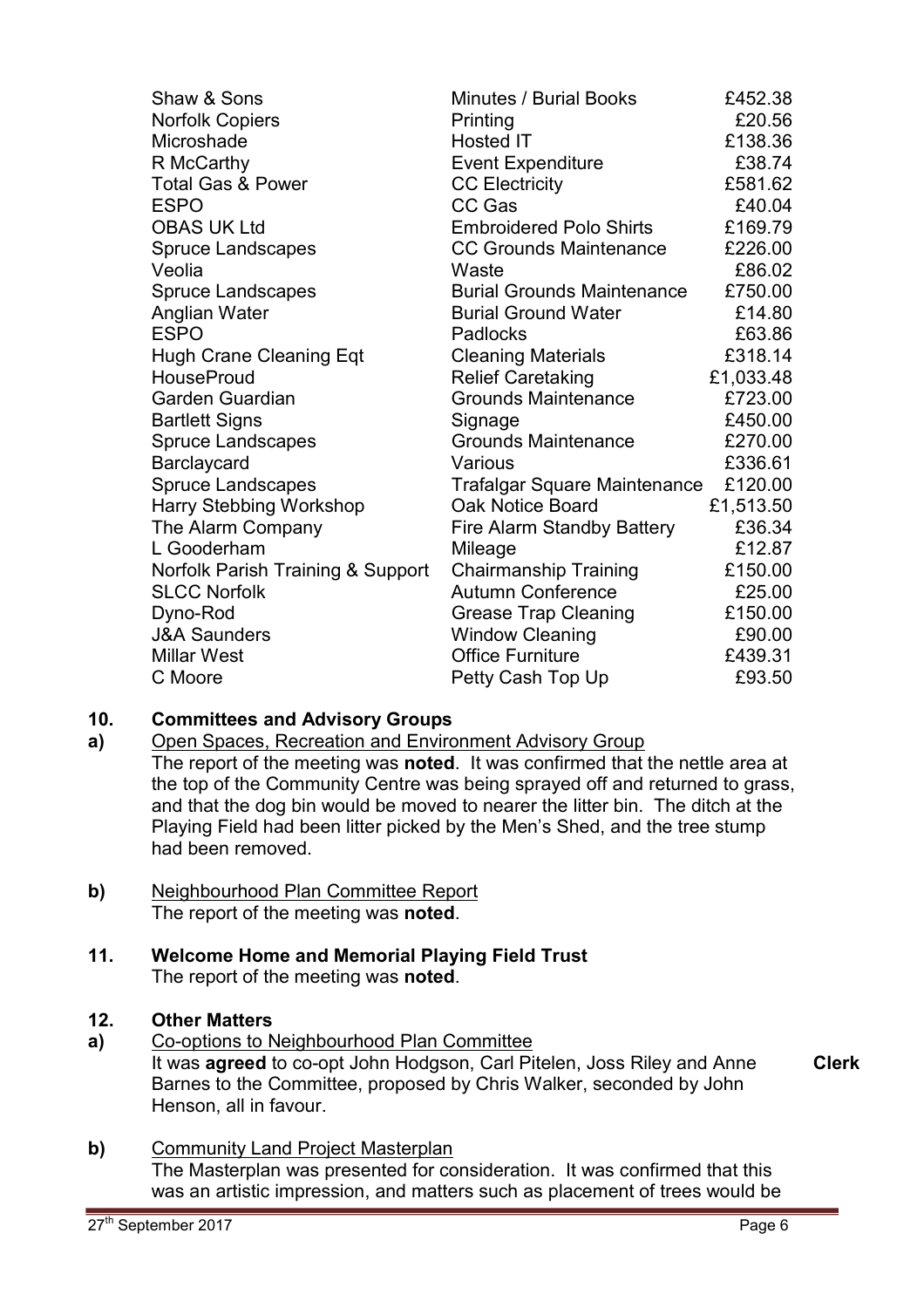| | | |
|---|---|---|
| Shaw & Sons | Minutes / Burial Books | £452.38 |
| Norfolk Copiers | Printing | £20.56 |
| Microshade | Hosted IT | £138.36 |
| R McCarthy | Event Expenditure | £38.74 |
| Total Gas & Power | CC Electricity | £581.62 |
| ESPO | CC Gas | £40.04 |
| OBAS UK Ltd | Embroidered Polo Shirts | £169.79 |
| Spruce Landscapes | CC Grounds Maintenance | £226.00 |
| Veolia | Waste | £86.02 |
| Spruce Landscapes | Burial Grounds Maintenance | £750.00 |
| Anglian Water | Burial Ground Water | £14.80 |
| ESPO | Padlocks | £63.86 |
| Hugh Crane Cleaning Eqt | Cleaning Materials | £318.14 |
| HouseProud | Relief Caretaking | £1,033.48 |
| Garden Guardian | Grounds Maintenance | £723.00 |
| Bartlett Signs | Signage | £450.00 |
| Spruce Landscapes | Grounds Maintenance | £270.00 |
| Barclaycard | Various | £336.61 |
| Spruce Landscapes | Trafalgar Square Maintenance | £120.00 |
| Harry Stebbing Workshop | Oak Notice Board | £1,513.50 |
| The Alarm Company | Fire Alarm Standby Battery | £36.34 |
| L Gooderham | Mileage | £12.87 |
| Norfolk Parish Training & Support | Chairmanship Training | £150.00 |
| SLCC Norfolk | Autumn Conference | £25.00 |
| Dyno-Rod | Grease Trap Cleaning | £150.00 |
| J&A Saunders | Window Cleaning | £90.00 |
| Millar West | Office Furniture | £439.31 |
| C Moore | Petty Cash Top Up | £93.50 |

**10. Committees and Advisory Groups**

**a)** Open Spaces, Recreation and Environment Advisory Group

The report of the meeting was **noted**. It was confirmed that the nettle area at the top of the Community Centre was being sprayed off and returned to grass, and that the dog bin would be moved to nearer the litter bin. The ditch at the Playing Field had been litter picked by the Men's Shed, and the tree stump had been removed.

**b)** Neighbourhood Plan Committee Report

The report of the meeting was **noted**.

**11. Welcome Home and Memorial Playing Field Trust**

The report of the meeting was **noted**.

**12. Other Matters**

**a)** Co-options to Neighbourhood Plan Committee

It was **agreed** to co-opt John Hodgson, Carl Pitelen, Joss Riley and Anne Barnes to the Committee, proposed by Chris Walker, seconded by John Henson, all in favour. **Clerk**

**b)** Community Land Project Masterplan

The Masterplan was presented for consideration. It was confirmed that this was an artistic impression, and matters such as placement of trees would be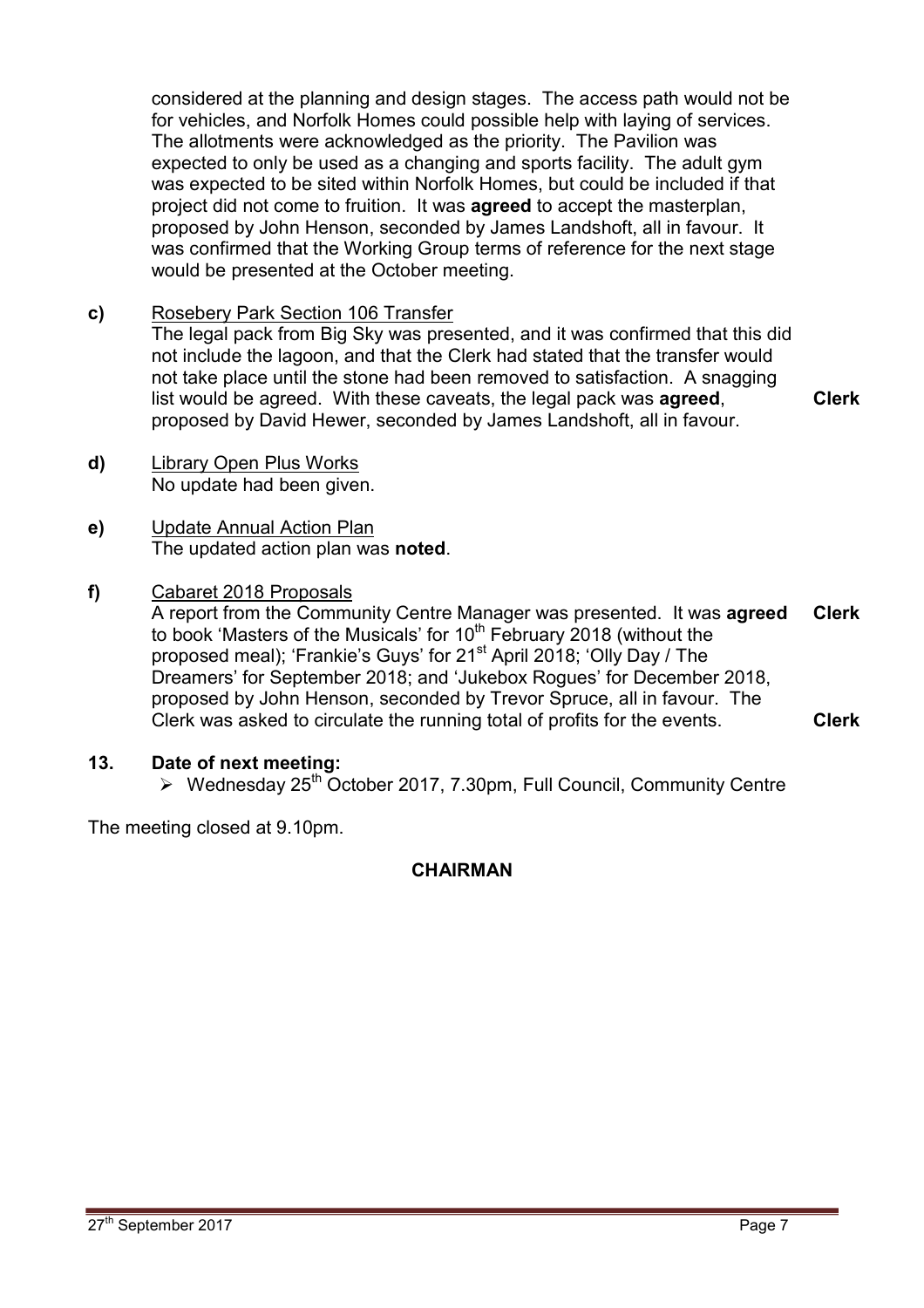considered at the planning and design stages. The access path would not be for vehicles, and Norfolk Homes could possible help with laying of services. The allotments were acknowledged as the priority. The Pavilion was expected to only be used as a changing and sports facility. The adult gym was expected to be sited within Norfolk Homes, but could be included if that project did not come to fruition. It was **agreed** to accept the masterplan, proposed by John Henson, seconded by James Landshoft, all in favour. It was confirmed that the Working Group terms of reference for the next stage would be presented at the October meeting.

**c)** Rosebery Park Section 106 Transfer

The legal pack from Big Sky was presented, and it was confirmed that this did not include the lagoon, and that the Clerk had stated that the transfer would not take place until the stone had been removed to satisfaction. A snagging list would be agreed. With these caveats, the legal pack was **agreed**, proposed by David Hewer, seconded by James Landshoft, all in favour. **Clerk**

**d)** Library Open Plus Works

No update had been given.

**e)** Update Annual Action Plan

The updated action plan was **noted**.

**f)** Cabaret 2018 Proposals

A report from the Community Centre Manager was presented. It was **agreed** to book 'Masters of the Musicals' for 10th February 2018 (without the proposed meal); 'Frankie's Guys' for 21st April 2018; 'Olly Day / The Dreamers' for September 2018; and 'Jukebox Rogues' for December 2018, proposed by John Henson, seconded by Trevor Spruce, all in favour. The Clerk was asked to circulate the running total of profits for the events. **Clerk** **Clerk**

## 13. Date of next meeting:

- Wednesday 25th October 2017, 7.30pm, Full Council, Community Centre

The meeting closed at 9.10pm.

**CHAIRMAN**